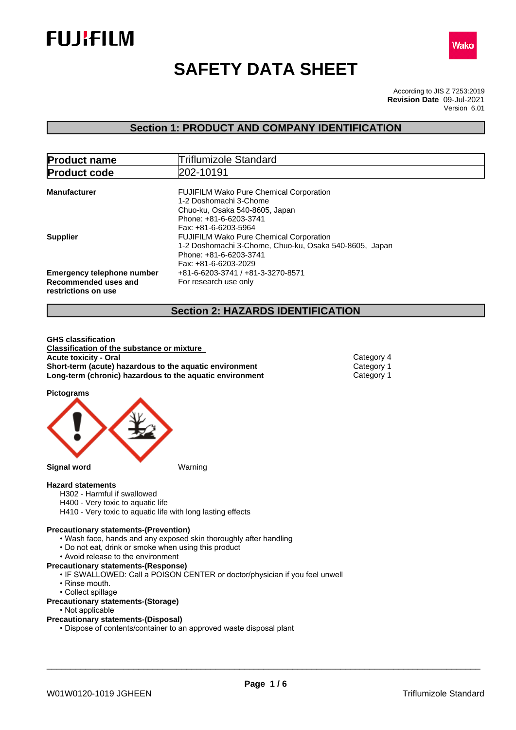# SAFETY DATA SHEET

According to JIS Z 7253:2019
**Revision Date** 09-Jul-2021
Version 6.01

## Section 1: PRODUCT AND COMPANY IDENTIFICATION

| **Product name** | Triflumizole Standard |
|---|---|
| **Product code** | 202-10191 |

**Manufacturer**
FUJIFILM Wako Pure Chemical Corporation
1-2 Doshomachi 3-Chome
Chuo-ku, Osaka 540-8605, Japan
Phone: +81-6-6203-3741
Fax: +81-6-6203-5964

**Supplier**
FUJIFILM Wako Pure Chemical Corporation
1-2 Doshomachi 3-Chome, Chuo-ku, Osaka 540-8605, Japan
Phone: +81-6-6203-3741
Fax: +81-6-6203-2029

**Emergency telephone number** +81-6-6203-3741 / +81-3-3270-8571

**Recommended uses and restrictions on use** For research use only

## Section 2: HAZARDS IDENTIFICATION

**GHS classification**

**Classification of the substance or mixture**

| | |
|---|---|
| **Acute toxicity - Oral** | Category 4 |
| **Short-term (acute) hazardous to the aquatic environment** | Category 1 |
| **Long-term (chronic) hazardous to the aquatic environment** | Category 1 |

**Pictograms**

**Signal word** Warning

**Hazard statements**

H302 - Harmful if swallowed
H400 - Very toxic to aquatic life
H410 - Very toxic to aquatic life with long lasting effects

**Precautionary statements-(Prevention)**

- Wash face, hands and any exposed skin thoroughly after handling
- Do not eat, drink or smoke when using this product
- Avoid release to the environment

**Precautionary statements-(Response)**

- IF SWALLOWED: Call a POISON CENTER or doctor/physician if you feel unwell
- Rinse mouth.
- Collect spillage

**Precautionary statements-(Storage)**

- Not applicable

**Precautionary statements-(Disposal)**

- Dispose of contents/container to an approved waste disposal plant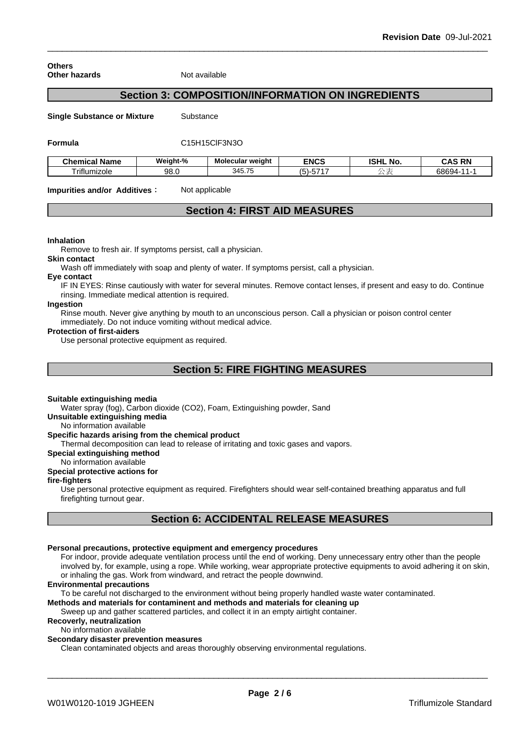**Others**

**Other hazards** Not available

## Section 3: COMPOSITION/INFORMATION ON INGREDIENTS

**Single Substance or Mixture** Substance

**Formula** C15H15ClF3N3O

| Chemical Name | Weight-% | Molecular weight | ENCS | ISHL No. | CAS RN |
|---|---|---|---|---|---|
| Triflumizole | 98.0 | 345.75 | (5)-5717 | 公表 | 68694-11-1 |

**Impurities and/or Additives**： Not applicable

## Section 4: FIRST AID MEASURES

**Inhalation**

Remove to fresh air. If symptoms persist, call a physician.

**Skin contact**

Wash off immediately with soap and plenty of water. If symptoms persist, call a physician.

**Eye contact**

IF IN EYES: Rinse cautiously with water for several minutes. Remove contact lenses, if present and easy to do. Continue rinsing. Immediate medical attention is required.

**Ingestion**

Rinse mouth. Never give anything by mouth to an unconscious person. Call a physician or poison control center immediately. Do not induce vomiting without medical advice.

**Protection of first-aiders**

Use personal protective equipment as required.

## Section 5: FIRE FIGHTING MEASURES

**Suitable extinguishing media**

Water spray (fog), Carbon dioxide (CO2), Foam, Extinguishing powder, Sand

**Unsuitable extinguishing media**

No information available

**Specific hazards arising from the chemical product**

Thermal decomposition can lead to release of irritating and toxic gases and vapors.

**Special extinguishing method**

No information available

**Special protective actions for fire-fighters**

Use personal protective equipment as required. Firefighters should wear self-contained breathing apparatus and full firefighting turnout gear.

## Section 6: ACCIDENTAL RELEASE MEASURES

**Personal precautions, protective equipment and emergency procedures**

For indoor, provide adequate ventilation process until the end of working. Deny unnecessary entry other than the people involved by, for example, using a rope. While working, wear appropriate protective equipments to avoid adhering it on skin, or inhaling the gas. Work from windward, and retract the people downwind.

**Environmental precautions**

To be careful not discharged to the environment without being properly handled waste water contaminated.

**Methods and materials for contaminent and methods and materials for cleaning up**

Sweep up and gather scattered particles, and collect it in an empty airtight container.

**Recoverly, neutralization**

No information available

**Secondary disaster prevention measures**

Clean contaminated objects and areas thoroughly observing environmental regulations.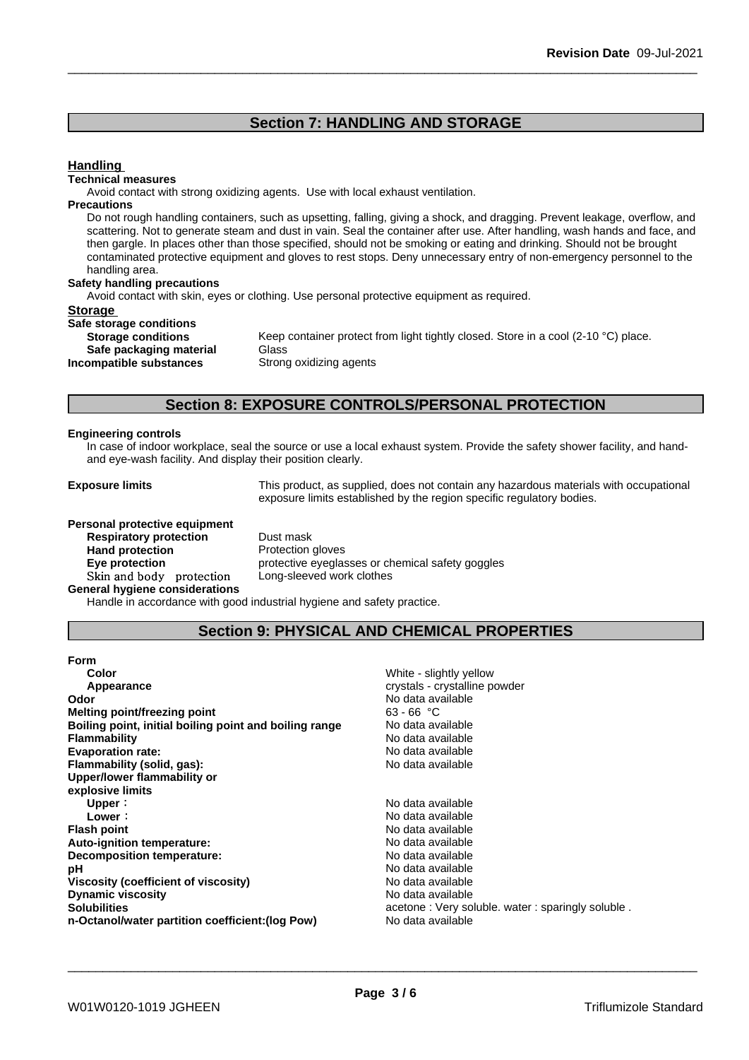## Section 7: HANDLING AND STORAGE

### Handling

**Technical measures**

Avoid contact with strong oxidizing agents. Use with local exhaust ventilation.

**Precautions**

Do not rough handling containers, such as upsetting, falling, giving a shock, and dragging. Prevent leakage, overflow, and scattering. Not to generate steam and dust in vain. Seal the container after use. After handling, wash hands and face, and then gargle. In places other than those specified, should not be smoking or eating and drinking. Should not be brought contaminated protective equipment and gloves to rest stops. Deny unnecessary entry of non-emergency personnel to the handling area.

**Safety handling precautions**

Avoid contact with skin, eyes or clothing. Use personal protective equipment as required.

### Storage

**Safe storage conditions**

| | |
|---|---|
| **Storage conditions** | Keep container protect from light tightly closed. Store in a cool (2-10 °C) place. |
| **Safe packaging material** | Glass |
| **Incompatible substances** | Strong oxidizing agents |

## Section 8: EXPOSURE CONTROLS/PERSONAL PROTECTION

**Engineering controls**

In case of indoor workplace, seal the source or use a local exhaust system. Provide the safety shower facility, and hand- and eye-wash facility. And display their position clearly.

**Exposure limits** This product, as supplied, does not contain any hazardous materials with occupational exposure limits established by the region specific regulatory bodies.

**Personal protective equipment**

| | |
|---|---|
| **Respiratory protection** | Dust mask |
| **Hand protection** | Protection gloves |
| **Eye protection** | protective eyeglasses or chemical safety goggles |
| Skin and body protection | Long-sleeved work clothes |

**General hygiene considerations**

Handle in accordance with good industrial hygiene and safety practice.

## Section 9: PHYSICAL AND CHEMICAL PROPERTIES

| | |
|---|---|
| **Form** | |
| **Color** | White - slightly yellow |
| **Appearance** | crystals - crystalline powder |
| **Odor** | No data available |
| **Melting point/freezing point** | 63 - 66 °C |
| **Boiling point, initial boiling point and boiling range** | No data available |
| **Flammability** | No data available |
| **Evaporation rate:** | No data available |
| **Flammability (solid, gas):** | No data available |
| **Upper/lower flammability or explosive limits** | |
| **Upper**: | No data available |
| **Lower**: | No data available |
| **Flash point** | No data available |
| **Auto-ignition temperature:** | No data available |
| **Decomposition temperature:** | No data available |
| **pH** | No data available |
| **Viscosity (coefficient of viscosity)** | No data available |
| **Dynamic viscosity** | No data available |
| **Solubilities** | acetone : Very soluble. water : sparingly soluble . |
| **n-Octanol/water partition coefficient:(log Pow)** | No data available |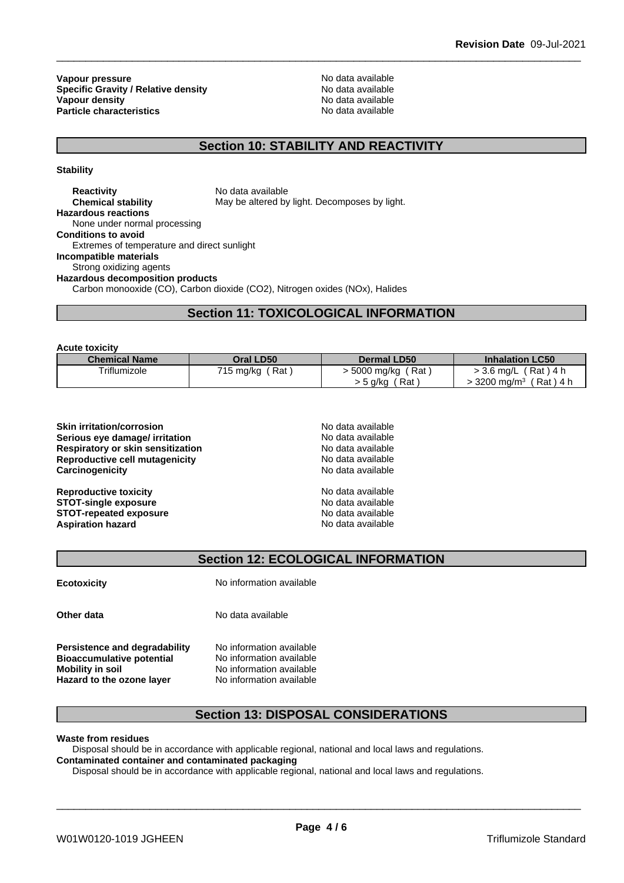| | |
|---|---|
| **Vapour pressure** | No data available |
| **Specific Gravity / Relative density** | No data available |
| **Vapour density** | No data available |
| **Particle characteristics** | No data available |

## Section 10: STABILITY AND REACTIVITY

**Stability**

**Reactivity** No data available

**Chemical stability** May be altered by light. Decomposes by light.

**Hazardous reactions**

None under normal processing

**Conditions to avoid**

Extremes of temperature and direct sunlight

**Incompatible materials**

Strong oxidizing agents

**Hazardous decomposition products**

Carbon monooxide (CO), Carbon dioxide ($CO_2$), Nitrogen oxides (NOx), Halides

## Section 11: TOXICOLOGICAL INFORMATION

**Acute toxicity**

| Chemical Name | Oral LD50 | Dermal LD50 | Inhalation LC50 |
|---|---|---|---|
| Triflumizole | 715 mg/kg ( Rat ) | > 5000 mg/kg ( Rat )<br>> 5 g/kg ( Rat ) | > 3.6 mg/L ( Rat ) 4 h<br>> 3200 $mg/m^3$ ( Rat ) 4 h |

| | |
|---|---|
| **Skin irritation/corrosion** | No data available |
| **Serious eye damage/ irritation** | No data available |
| **Respiratory or skin sensitization** | No data available |
| **Reproductive cell mutagenicity** | No data available |
| **Carcinogenicity** | No data available |
| **Reproductive toxicity** | No data available |
| **STOT-single exposure** | No data available |
| **STOT-repeated exposure** | No data available |
| **Aspiration hazard** | No data available |

## Section 12: ECOLOGICAL INFORMATION

**Ecotoxicity** No information available

**Other data** No data available

| | |
|---|---|
| **Persistence and degradability** | No information available |
| **Bioaccumulative potential** | No information available |
| **Mobility in soil** | No information available |
| **Hazard to the ozone layer** | No information available |

## Section 13: DISPOSAL CONSIDERATIONS

**Waste from residues**

Disposal should be in accordance with applicable regional, national and local laws and regulations.

**Contaminated container and contaminated packaging**

Disposal should be in accordance with applicable regional, national and local laws and regulations.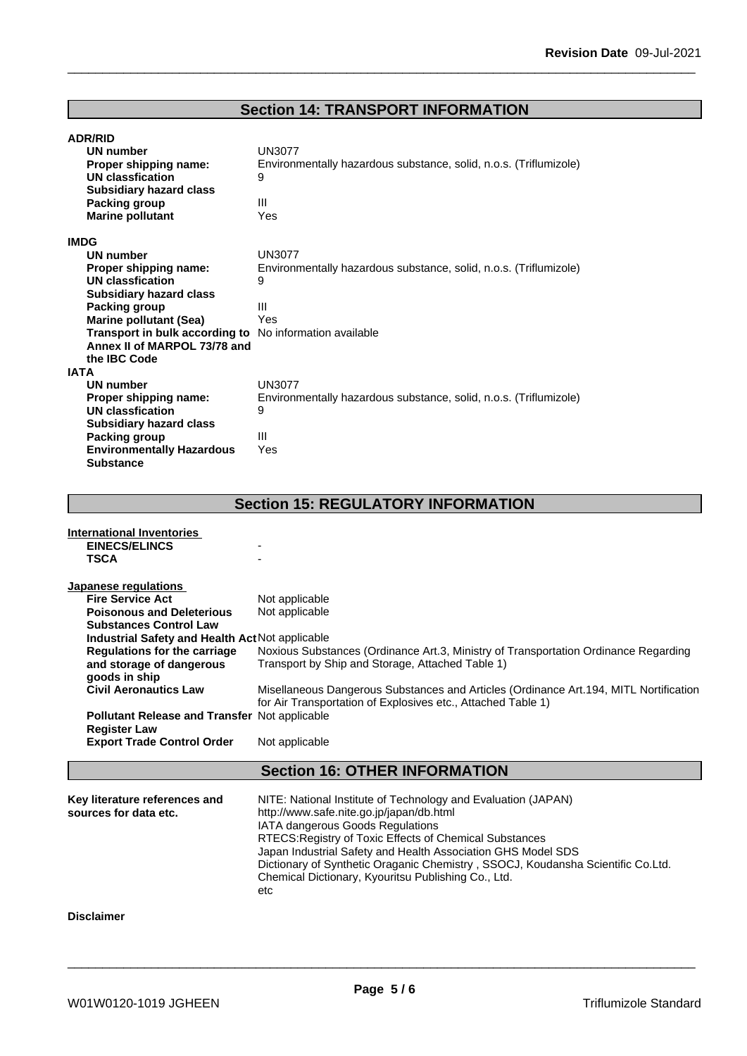## Section 14: TRANSPORT INFORMATION

**ADR/RID**

| | |
|---|---|
| **UN number** | UN3077 |
| **Proper shipping name:** | Environmentally hazardous substance, solid, n.o.s. (Triflumizole) |
| **UN classfication** | 9 |
| **Subsidiary hazard class** | |
| **Packing group** | III |
| **Marine pollutant** | Yes |

**IMDG**

| | |
|---|---|
| **UN number** | UN3077 |
| **Proper shipping name:** | Environmentally hazardous substance, solid, n.o.s. (Triflumizole) |
| **UN classfication** | 9 |
| **Subsidiary hazard class** | |
| **Packing group** | III |
| **Marine pollutant (Sea)** | Yes |
| **Transport in bulk according to Annex II of MARPOL 73/78 and the IBC Code** | No information available |

**IATA**

| | |
|---|---|
| **UN number** | UN3077 |
| **Proper shipping name:** | Environmentally hazardous substance, solid, n.o.s. (Triflumizole) |
| **UN classfication** | 9 |
| **Subsidiary hazard class** | |
| **Packing group** | III |
| **Environmentally Hazardous Substance** | Yes |

## Section 15: REGULATORY INFORMATION

**International Inventories**

| | |
|---|---|
| **EINECS/ELINCS** | - |
| **TSCA** | - |

**Japanese regulations**

| | |
|---|---|
| **Fire Service Act** | Not applicable |
| **Poisonous and Deleterious Substances Control Law** | Not applicable |
| **Industrial Safety and Health Act** | Not applicable |
| **Regulations for the carriage and storage of dangerous goods in ship** | Noxious Substances (Ordinance Art.3, Ministry of Transportation Ordinance Regarding Transport by Ship and Storage, Attached Table 1) |
| **Civil Aeronautics Law** | Misellaneous Dangerous Substances and Articles (Ordinance Art.194, MITL Nortification for Air Transportation of Explosives etc., Attached Table 1) |
| **Pollutant Release and Transfer Register Law** | Not applicable |
| **Export Trade Control Order** | Not applicable |

## Section 16: OTHER INFORMATION

**Key literature references and sources for data etc.**

NITE: National Institute of Technology and Evaluation (JAPAN)
http://www.safe.nite.go.jp/japan/db.html
IATA dangerous Goods Regulations
RTECS:Registry of Toxic Effects of Chemical Substances
Japan Industrial Safety and Health Association GHS Model SDS
Dictionary of Synthetic Oraganic Chemistry , SSOCJ, Koudansha Scientific Co.Ltd.
Chemical Dictionary, Kyouritsu Publishing Co., Ltd.
etc

**Disclaimer**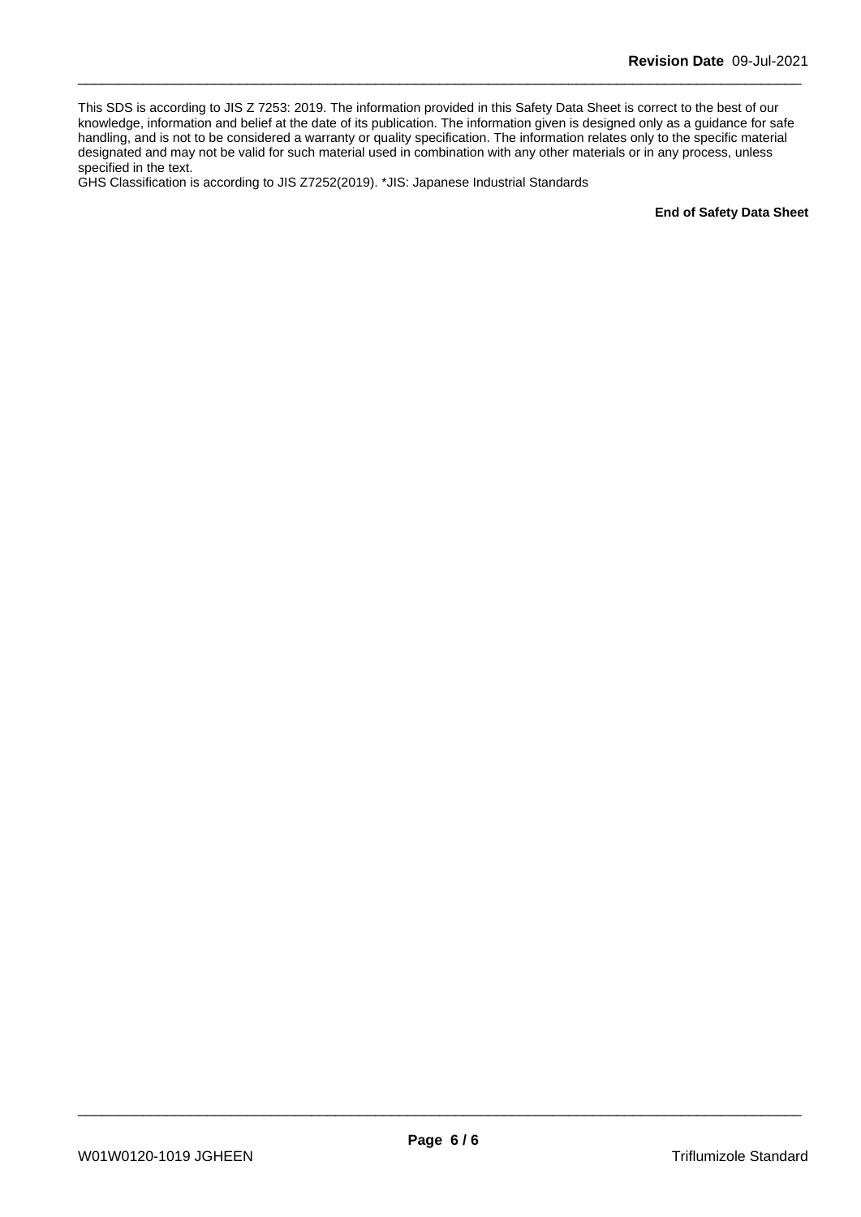This SDS is according to JIS Z 7253: 2019. The information provided in this Safety Data Sheet is correct to the best of our knowledge, information and belief at the date of its publication. The information given is designed only as a guidance for safe handling, and is not to be considered a warranty or quality specification. The information relates only to the specific material designated and may not be valid for such material used in combination with any other materials or in any process, unless specified in the text.
GHS Classification is according to JIS Z7252(2019). *JIS: Japanese Industrial Standards

**End of Safety Data Sheet**